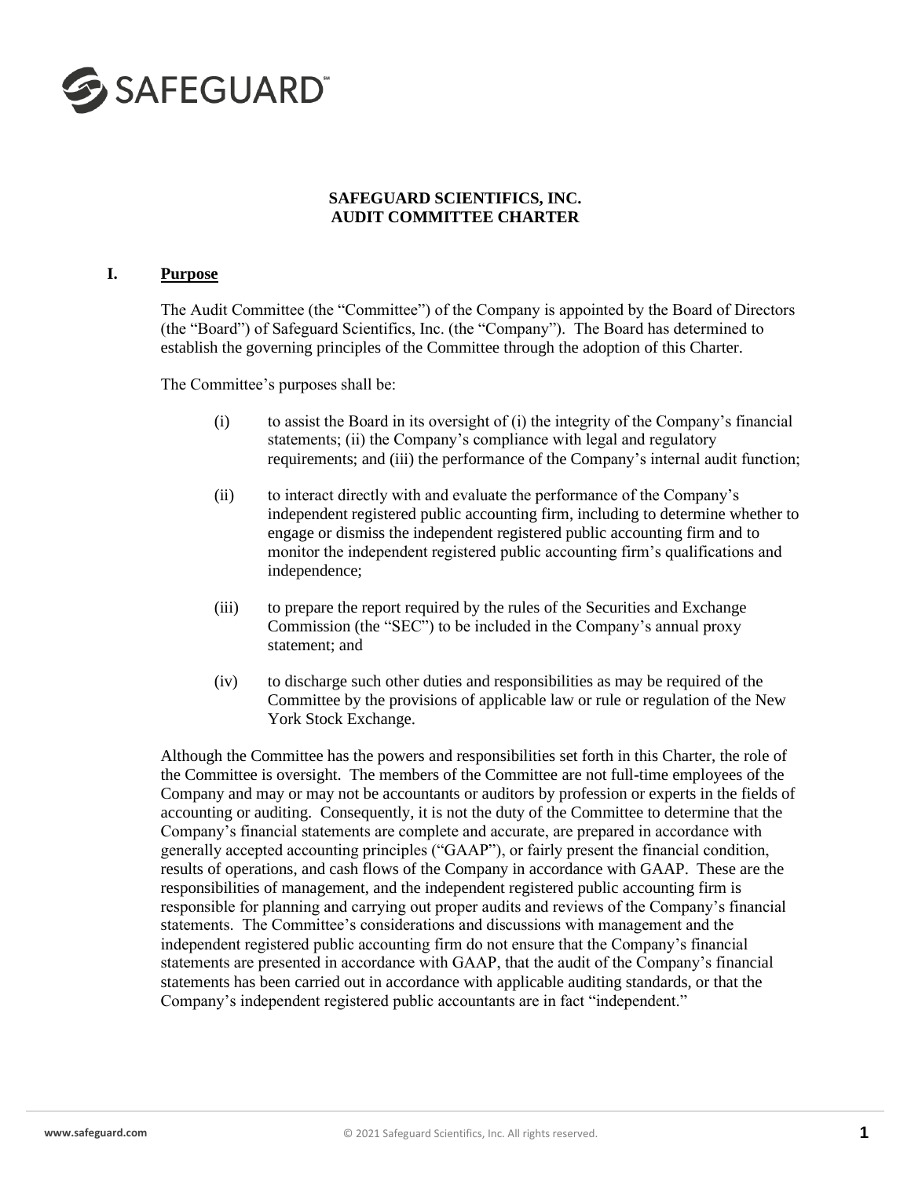SAFEGUARD

# SAFEGUARD SCIENTIFICS, INC.
# AUDIT COMMITTEE CHARTER

## I. Purpose

The Audit Committee (the "Committee") of the Company is appointed by the Board of Directors (the "Board") of Safeguard Scientifics, Inc. (the "Company"). The Board has determined to establish the governing principles of the Committee through the adoption of this Charter.

The Committee's purposes shall be:

(i) to assist the Board in its oversight of (i) the integrity of the Company's financial statements; (ii) the Company's compliance with legal and regulatory requirements; and (iii) the performance of the Company's internal audit function;

(ii) to interact directly with and evaluate the performance of the Company's independent registered public accounting firm, including to determine whether to engage or dismiss the independent registered public accounting firm and to monitor the independent registered public accounting firm's qualifications and independence;

(iii) to prepare the report required by the rules of the Securities and Exchange Commission (the "SEC") to be included in the Company's annual proxy statement; and

(iv) to discharge such other duties and responsibilities as may be required of the Committee by the provisions of applicable law or rule or regulation of the New York Stock Exchange.

Although the Committee has the powers and responsibilities set forth in this Charter, the role of the Committee is oversight. The members of the Committee are not full-time employees of the Company and may or may not be accountants or auditors by profession or experts in the fields of accounting or auditing. Consequently, it is not the duty of the Committee to determine that the Company's financial statements are complete and accurate, are prepared in accordance with generally accepted accounting principles ("GAAP"), or fairly present the financial condition, results of operations, and cash flows of the Company in accordance with GAAP. These are the responsibilities of management, and the independent registered public accounting firm is responsible for planning and carrying out proper audits and reviews of the Company's financial statements. The Committee's considerations and discussions with management and the independent registered public accounting firm do not ensure that the Company's financial statements are presented in accordance with GAAP, that the audit of the Company's financial statements has been carried out in accordance with applicable auditing standards, or that the Company's independent registered public accountants are in fact "independent."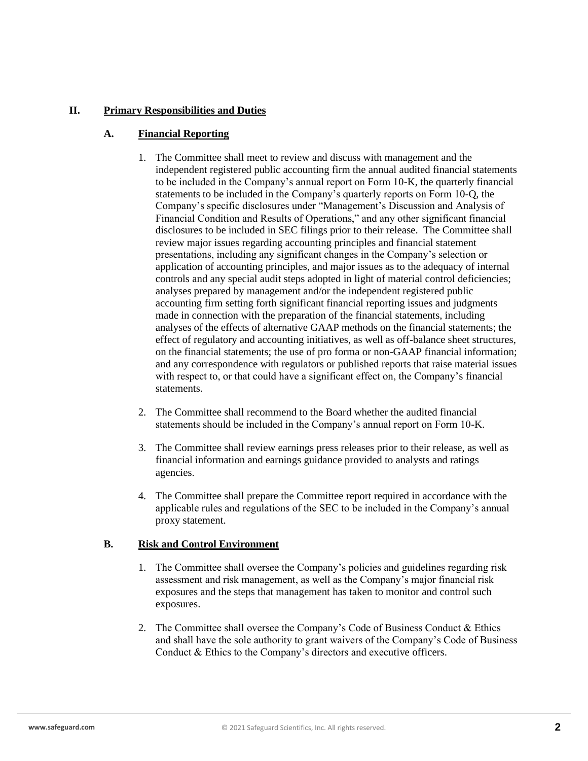## II. Primary Responsibilities and Duties

### A. Financial Reporting

1. The Committee shall meet to review and discuss with management and the independent registered public accounting firm the annual audited financial statements to be included in the Company's annual report on Form 10-K, the quarterly financial statements to be included in the Company's quarterly reports on Form 10-Q, the Company's specific disclosures under "Management's Discussion and Analysis of Financial Condition and Results of Operations," and any other significant financial disclosures to be included in SEC filings prior to their release. The Committee shall review major issues regarding accounting principles and financial statement presentations, including any significant changes in the Company's selection or application of accounting principles, and major issues as to the adequacy of internal controls and any special audit steps adopted in light of material control deficiencies; analyses prepared by management and/or the independent registered public accounting firm setting forth significant financial reporting issues and judgments made in connection with the preparation of the financial statements, including analyses of the effects of alternative GAAP methods on the financial statements; the effect of regulatory and accounting initiatives, as well as off-balance sheet structures, on the financial statements; the use of pro forma or non-GAAP financial information; and any correspondence with regulators or published reports that raise material issues with respect to, or that could have a significant effect on, the Company's financial statements.

2. The Committee shall recommend to the Board whether the audited financial statements should be included in the Company's annual report on Form 10-K.

3. The Committee shall review earnings press releases prior to their release, as well as financial information and earnings guidance provided to analysts and ratings agencies.

4. The Committee shall prepare the Committee report required in accordance with the applicable rules and regulations of the SEC to be included in the Company's annual proxy statement.

### B. Risk and Control Environment

1. The Committee shall oversee the Company's policies and guidelines regarding risk assessment and risk management, as well as the Company's major financial risk exposures and the steps that management has taken to monitor and control such exposures.

2. The Committee shall oversee the Company's Code of Business Conduct & Ethics and shall have the sole authority to grant waivers of the Company's Code of Business Conduct & Ethics to the Company's directors and executive officers.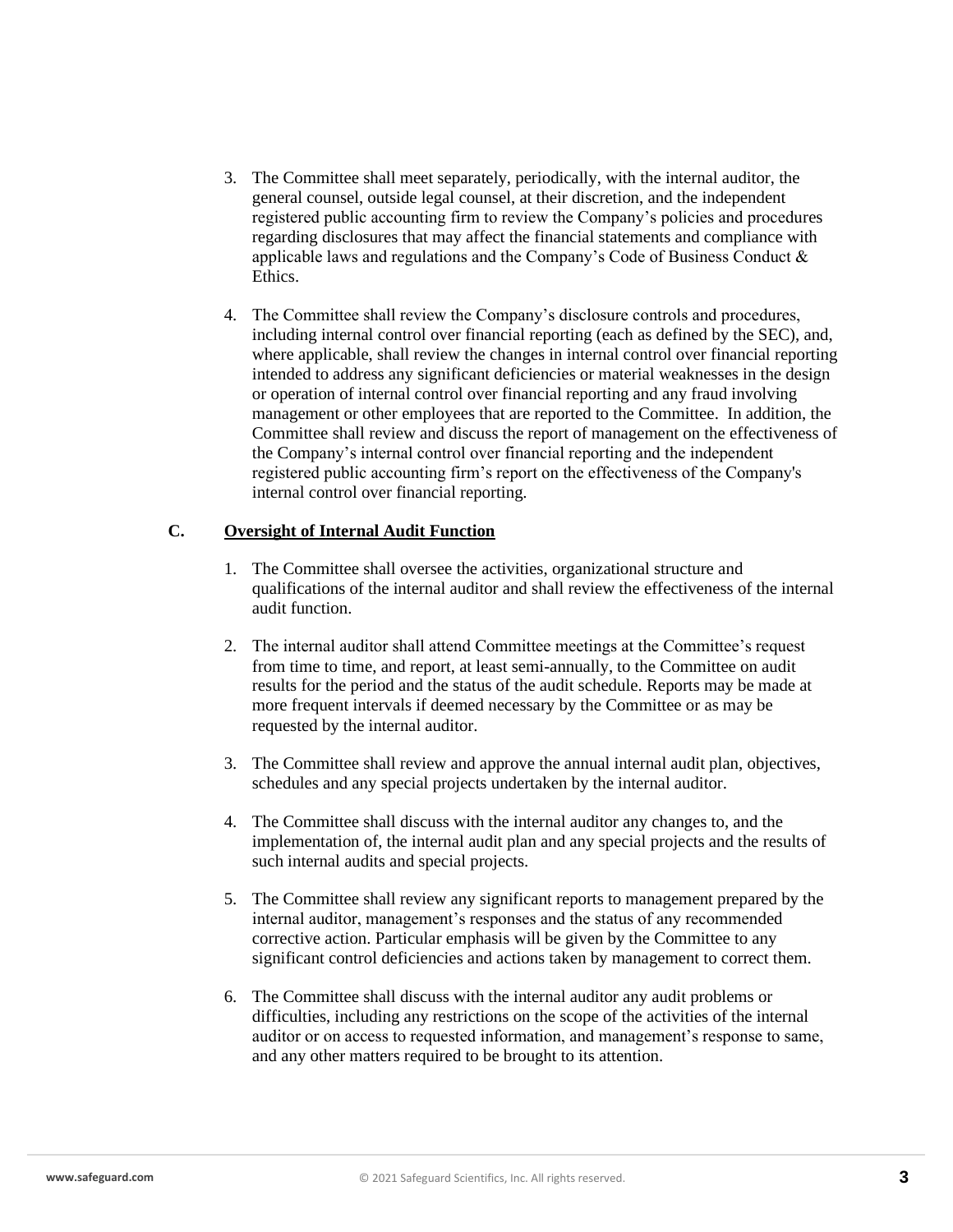3. The Committee shall meet separately, periodically, with the internal auditor, the general counsel, outside legal counsel, at their discretion, and the independent registered public accounting firm to review the Company's policies and procedures regarding disclosures that may affect the financial statements and compliance with applicable laws and regulations and the Company's Code of Business Conduct & Ethics.

4. The Committee shall review the Company's disclosure controls and procedures, including internal control over financial reporting (each as defined by the SEC), and, where applicable, shall review the changes in internal control over financial reporting intended to address any significant deficiencies or material weaknesses in the design or operation of internal control over financial reporting and any fraud involving management or other employees that are reported to the Committee. In addition, the Committee shall review and discuss the report of management on the effectiveness of the Company's internal control over financial reporting and the independent registered public accounting firm's report on the effectiveness of the Company's internal control over financial reporting.

**C. <u>Oversight of Internal Audit Function</u>**

1. The Committee shall oversee the activities, organizational structure and qualifications of the internal auditor and shall review the effectiveness of the internal audit function.

2. The internal auditor shall attend Committee meetings at the Committee's request from time to time, and report, at least semi-annually, to the Committee on audit results for the period and the status of the audit schedule. Reports may be made at more frequent intervals if deemed necessary by the Committee or as may be requested by the internal auditor.

3. The Committee shall review and approve the annual internal audit plan, objectives, schedules and any special projects undertaken by the internal auditor.

4. The Committee shall discuss with the internal auditor any changes to, and the implementation of, the internal audit plan and any special projects and the results of such internal audits and special projects.

5. The Committee shall review any significant reports to management prepared by the internal auditor, management's responses and the status of any recommended corrective action. Particular emphasis will be given by the Committee to any significant control deficiencies and actions taken by management to correct them.

6. The Committee shall discuss with the internal auditor any audit problems or difficulties, including any restrictions on the scope of the activities of the internal auditor or on access to requested information, and management's response to same, and any other matters required to be brought to its attention.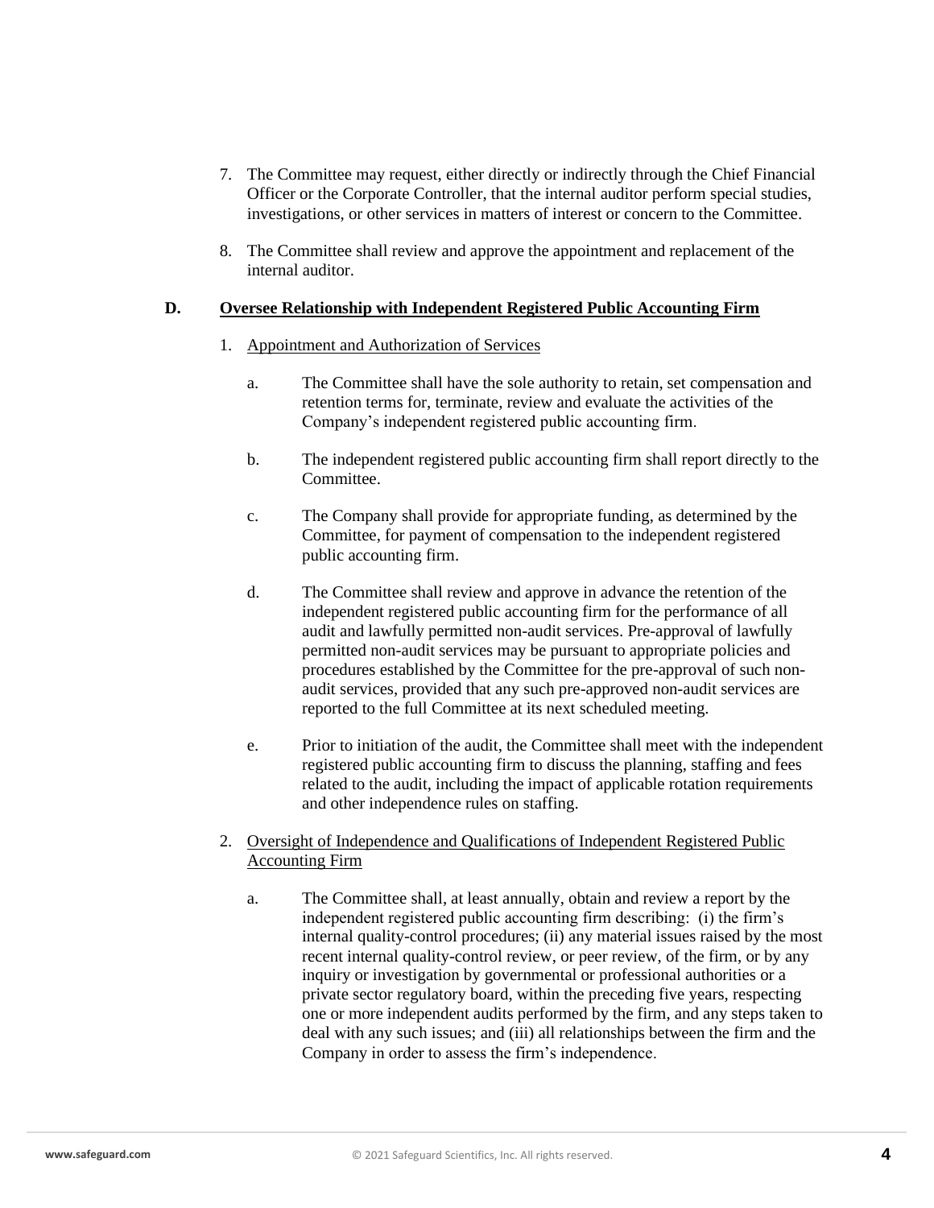7. The Committee may request, either directly or indirectly through the Chief Financial Officer or the Corporate Controller, that the internal auditor perform special studies, investigations, or other services in matters of interest or concern to the Committee.

8. The Committee shall review and approve the appointment and replacement of the internal auditor.

**D. <u>Oversee Relationship with Independent Registered Public Accounting Firm</u>**

1. <u>Appointment and Authorization of Services</u>

   a. The Committee shall have the sole authority to retain, set compensation and retention terms for, terminate, review and evaluate the activities of the Company's independent registered public accounting firm.

   b. The independent registered public accounting firm shall report directly to the Committee.

   c. The Company shall provide for appropriate funding, as determined by the Committee, for payment of compensation to the independent registered public accounting firm.

   d. The Committee shall review and approve in advance the retention of the independent registered public accounting firm for the performance of all audit and lawfully permitted non-audit services. Pre-approval of lawfully permitted non-audit services may be pursuant to appropriate policies and procedures established by the Committee for the pre-approval of such non-audit services, provided that any such pre-approved non-audit services are reported to the full Committee at its next scheduled meeting.

   e. Prior to initiation of the audit, the Committee shall meet with the independent registered public accounting firm to discuss the planning, staffing and fees related to the audit, including the impact of applicable rotation requirements and other independence rules on staffing.

2. <u>Oversight of Independence and Qualifications of Independent Registered Public Accounting Firm</u>

   a. The Committee shall, at least annually, obtain and review a report by the independent registered public accounting firm describing: (i) the firm's internal quality-control procedures; (ii) any material issues raised by the most recent internal quality-control review, or peer review, of the firm, or by any inquiry or investigation by governmental or professional authorities or a private sector regulatory board, within the preceding five years, respecting one or more independent audits performed by the firm, and any steps taken to deal with any such issues; and (iii) all relationships between the firm and the Company in order to assess the firm's independence.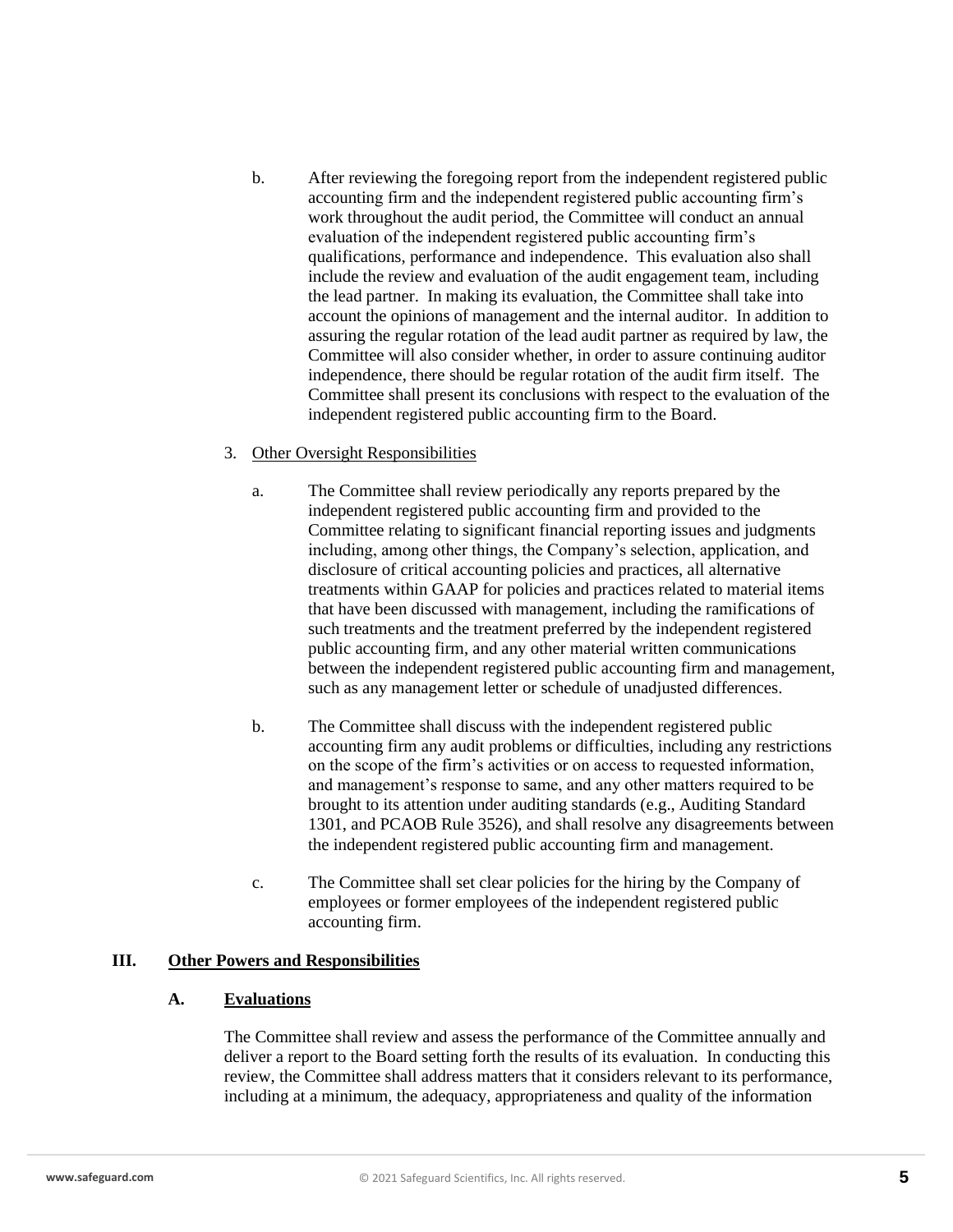b. After reviewing the foregoing report from the independent registered public accounting firm and the independent registered public accounting firm's work throughout the audit period, the Committee will conduct an annual evaluation of the independent registered public accounting firm's qualifications, performance and independence. This evaluation also shall include the review and evaluation of the audit engagement team, including the lead partner. In making its evaluation, the Committee shall take into account the opinions of management and the internal auditor. In addition to assuring the regular rotation of the lead audit partner as required by law, the Committee will also consider whether, in order to assure continuing auditor independence, there should be regular rotation of the audit firm itself. The Committee shall present its conclusions with respect to the evaluation of the independent registered public accounting firm to the Board.

3. Other Oversight Responsibilities

a. The Committee shall review periodically any reports prepared by the independent registered public accounting firm and provided to the Committee relating to significant financial reporting issues and judgments including, among other things, the Company's selection, application, and disclosure of critical accounting policies and practices, all alternative treatments within GAAP for policies and practices related to material items that have been discussed with management, including the ramifications of such treatments and the treatment preferred by the independent registered public accounting firm, and any other material written communications between the independent registered public accounting firm and management, such as any management letter or schedule of unadjusted differences.

b. The Committee shall discuss with the independent registered public accounting firm any audit problems or difficulties, including any restrictions on the scope of the firm's activities or on access to requested information, and management's response to same, and any other matters required to be brought to its attention under auditing standards (e.g., Auditing Standard 1301, and PCAOB Rule 3526), and shall resolve any disagreements between the independent registered public accounting firm and management.

c. The Committee shall set clear policies for the hiring by the Company of employees or former employees of the independent registered public accounting firm.

## III. Other Powers and Responsibilities

### A. Evaluations

The Committee shall review and assess the performance of the Committee annually and deliver a report to the Board setting forth the results of its evaluation. In conducting this review, the Committee shall address matters that it considers relevant to its performance, including at a minimum, the adequacy, appropriateness and quality of the information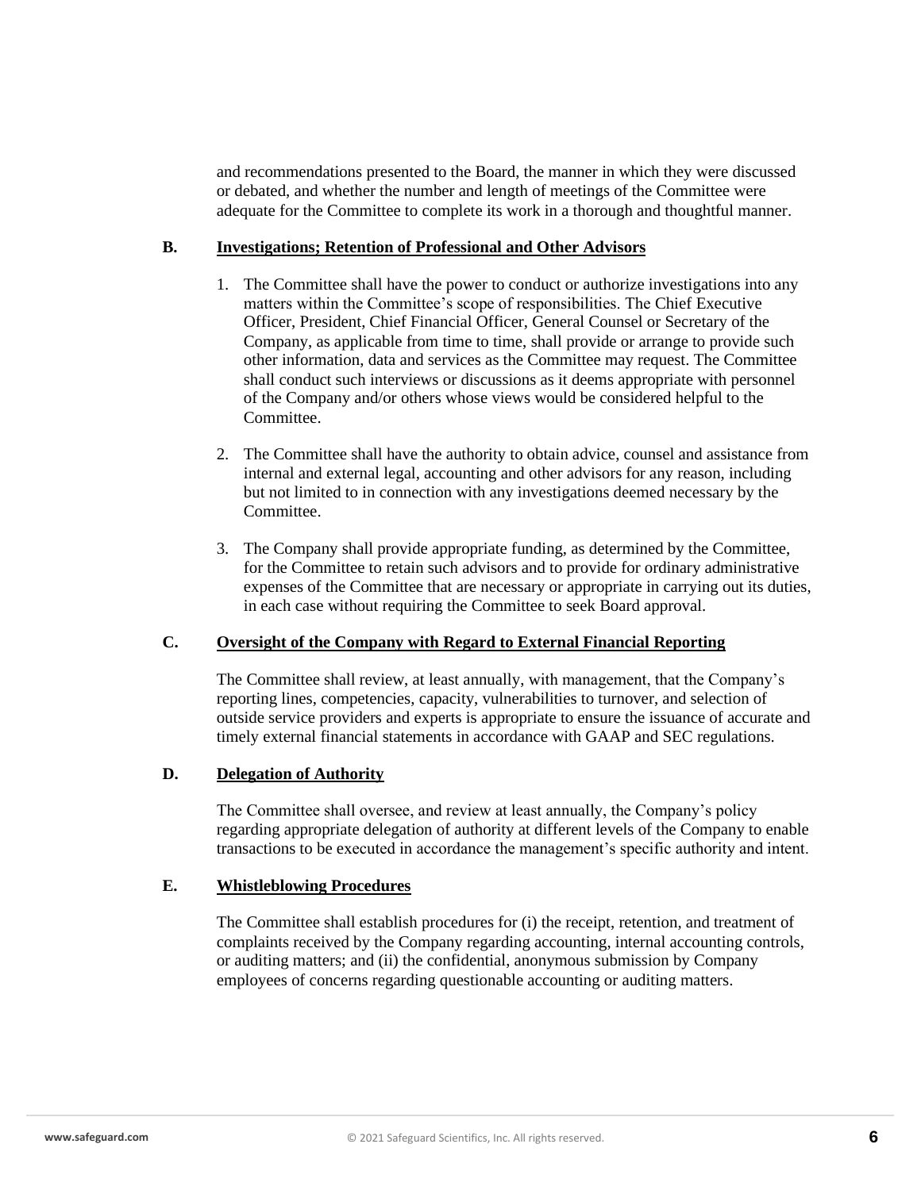and recommendations presented to the Board, the manner in which they were discussed or debated, and whether the number and length of meetings of the Committee were adequate for the Committee to complete its work in a thorough and thoughtful manner.

### B. Investigations; Retention of Professional and Other Advisors

1. The Committee shall have the power to conduct or authorize investigations into any matters within the Committee's scope of responsibilities. The Chief Executive Officer, President, Chief Financial Officer, General Counsel or Secretary of the Company, as applicable from time to time, shall provide or arrange to provide such other information, data and services as the Committee may request. The Committee shall conduct such interviews or discussions as it deems appropriate with personnel of the Company and/or others whose views would be considered helpful to the Committee.

2. The Committee shall have the authority to obtain advice, counsel and assistance from internal and external legal, accounting and other advisors for any reason, including but not limited to in connection with any investigations deemed necessary by the Committee.

3. The Company shall provide appropriate funding, as determined by the Committee, for the Committee to retain such advisors and to provide for ordinary administrative expenses of the Committee that are necessary or appropriate in carrying out its duties, in each case without requiring the Committee to seek Board approval.

### C. Oversight of the Company with Regard to External Financial Reporting

The Committee shall review, at least annually, with management, that the Company's reporting lines, competencies, capacity, vulnerabilities to turnover, and selection of outside service providers and experts is appropriate to ensure the issuance of accurate and timely external financial statements in accordance with GAAP and SEC regulations.

### D. Delegation of Authority

The Committee shall oversee, and review at least annually, the Company's policy regarding appropriate delegation of authority at different levels of the Company to enable transactions to be executed in accordance the management's specific authority and intent.

### E. Whistleblowing Procedures

The Committee shall establish procedures for (i) the receipt, retention, and treatment of complaints received by the Company regarding accounting, internal accounting controls, or auditing matters; and (ii) the confidential, anonymous submission by Company employees of concerns regarding questionable accounting or auditing matters.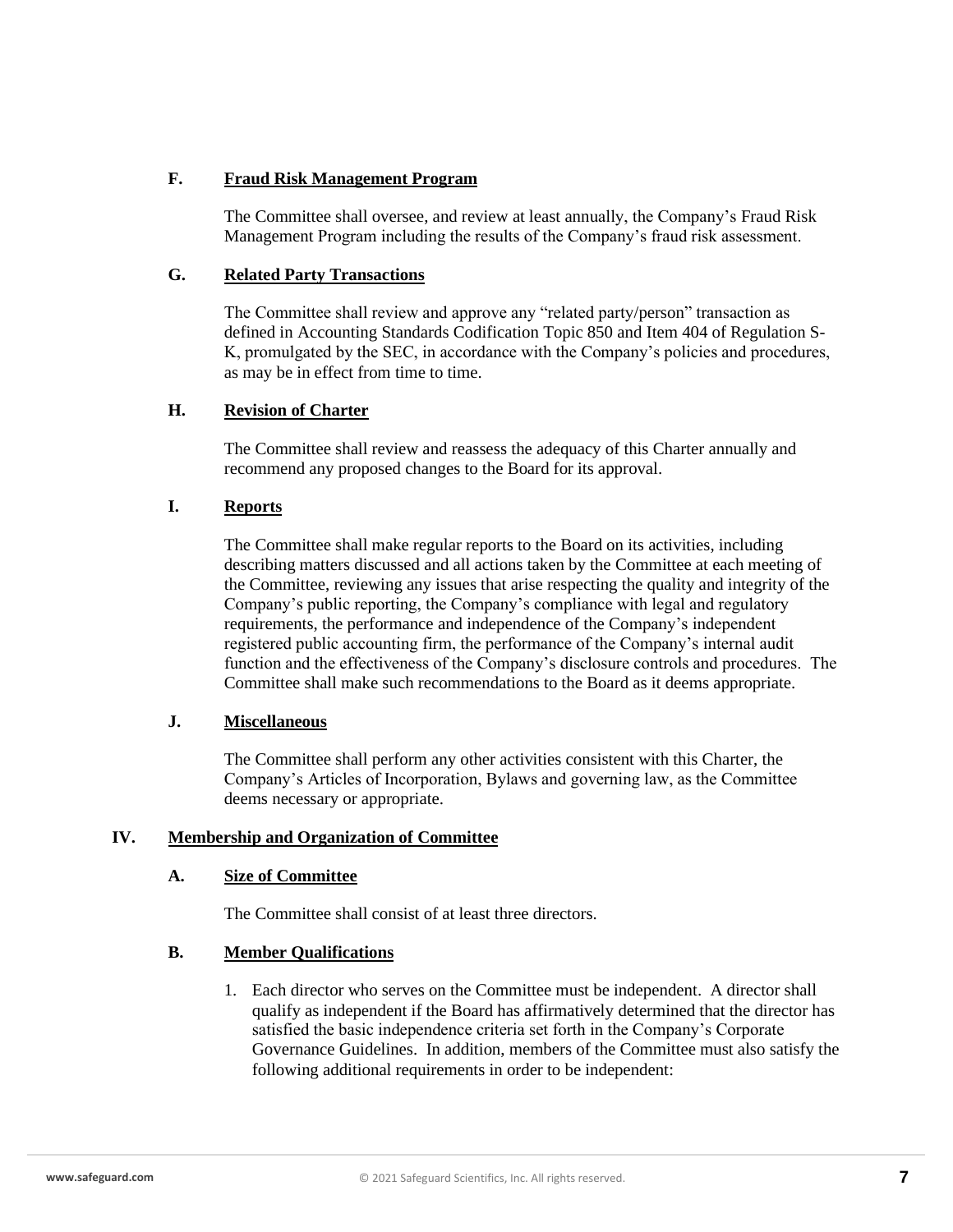### F. Fraud Risk Management Program

The Committee shall oversee, and review at least annually, the Company's Fraud Risk Management Program including the results of the Company's fraud risk assessment.

### G. Related Party Transactions

The Committee shall review and approve any "related party/person" transaction as defined in Accounting Standards Codification Topic 850 and Item 404 of Regulation S-K, promulgated by the SEC, in accordance with the Company's policies and procedures, as may be in effect from time to time.

### H. Revision of Charter

The Committee shall review and reassess the adequacy of this Charter annually and recommend any proposed changes to the Board for its approval.

### I. Reports

The Committee shall make regular reports to the Board on its activities, including describing matters discussed and all actions taken by the Committee at each meeting of the Committee, reviewing any issues that arise respecting the quality and integrity of the Company's public reporting, the Company's compliance with legal and regulatory requirements, the performance and independence of the Company's independent registered public accounting firm, the performance of the Company's internal audit function and the effectiveness of the Company's disclosure controls and procedures. The Committee shall make such recommendations to the Board as it deems appropriate.

### J. Miscellaneous

The Committee shall perform any other activities consistent with this Charter, the Company's Articles of Incorporation, Bylaws and governing law, as the Committee deems necessary or appropriate.

## IV. Membership and Organization of Committee

### A. Size of Committee

The Committee shall consist of at least three directors.

### B. Member Qualifications

1. Each director who serves on the Committee must be independent. A director shall qualify as independent if the Board has affirmatively determined that the director has satisfied the basic independence criteria set forth in the Company's Corporate Governance Guidelines. In addition, members of the Committee must also satisfy the following additional requirements in order to be independent: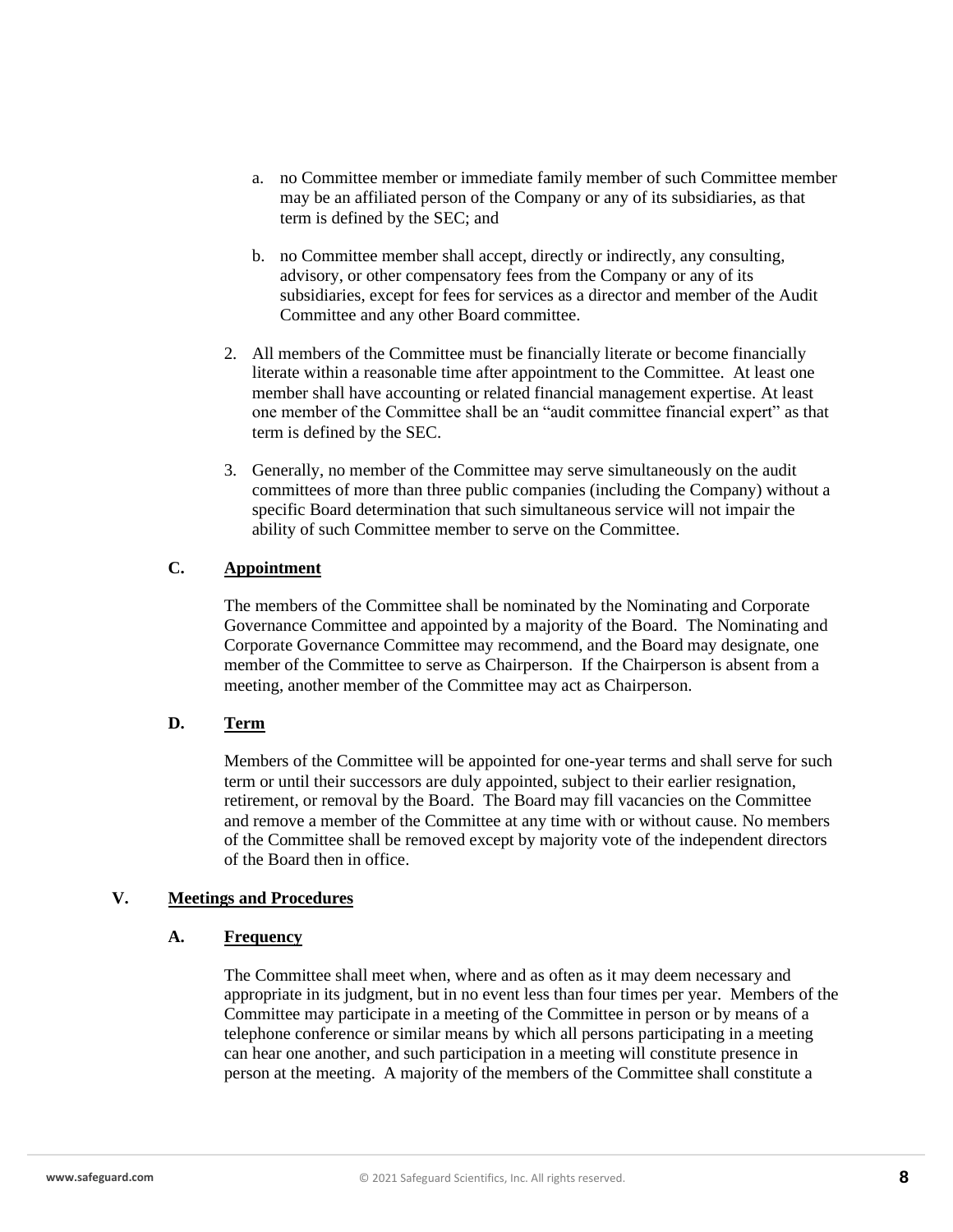a. no Committee member or immediate family member of such Committee member may be an affiliated person of the Company or any of its subsidiaries, as that term is defined by the SEC; and

b. no Committee member shall accept, directly or indirectly, any consulting, advisory, or other compensatory fees from the Company or any of its subsidiaries, except for fees for services as a director and member of the Audit Committee and any other Board committee.

2. All members of the Committee must be financially literate or become financially literate within a reasonable time after appointment to the Committee. At least one member shall have accounting or related financial management expertise. At least one member of the Committee shall be an "audit committee financial expert" as that term is defined by the SEC.

3. Generally, no member of the Committee may serve simultaneously on the audit committees of more than three public companies (including the Company) without a specific Board determination that such simultaneous service will not impair the ability of such Committee member to serve on the Committee.

### C. Appointment

The members of the Committee shall be nominated by the Nominating and Corporate Governance Committee and appointed by a majority of the Board. The Nominating and Corporate Governance Committee may recommend, and the Board may designate, one member of the Committee to serve as Chairperson. If the Chairperson is absent from a meeting, another member of the Committee may act as Chairperson.

### D. Term

Members of the Committee will be appointed for one-year terms and shall serve for such term or until their successors are duly appointed, subject to their earlier resignation, retirement, or removal by the Board. The Board may fill vacancies on the Committee and remove a member of the Committee at any time with or without cause. No members of the Committee shall be removed except by majority vote of the independent directors of the Board then in office.

## V. Meetings and Procedures

### A. Frequency

The Committee shall meet when, where and as often as it may deem necessary and appropriate in its judgment, but in no event less than four times per year. Members of the Committee may participate in a meeting of the Committee in person or by means of a telephone conference or similar means by which all persons participating in a meeting can hear one another, and such participation in a meeting will constitute presence in person at the meeting. A majority of the members of the Committee shall constitute a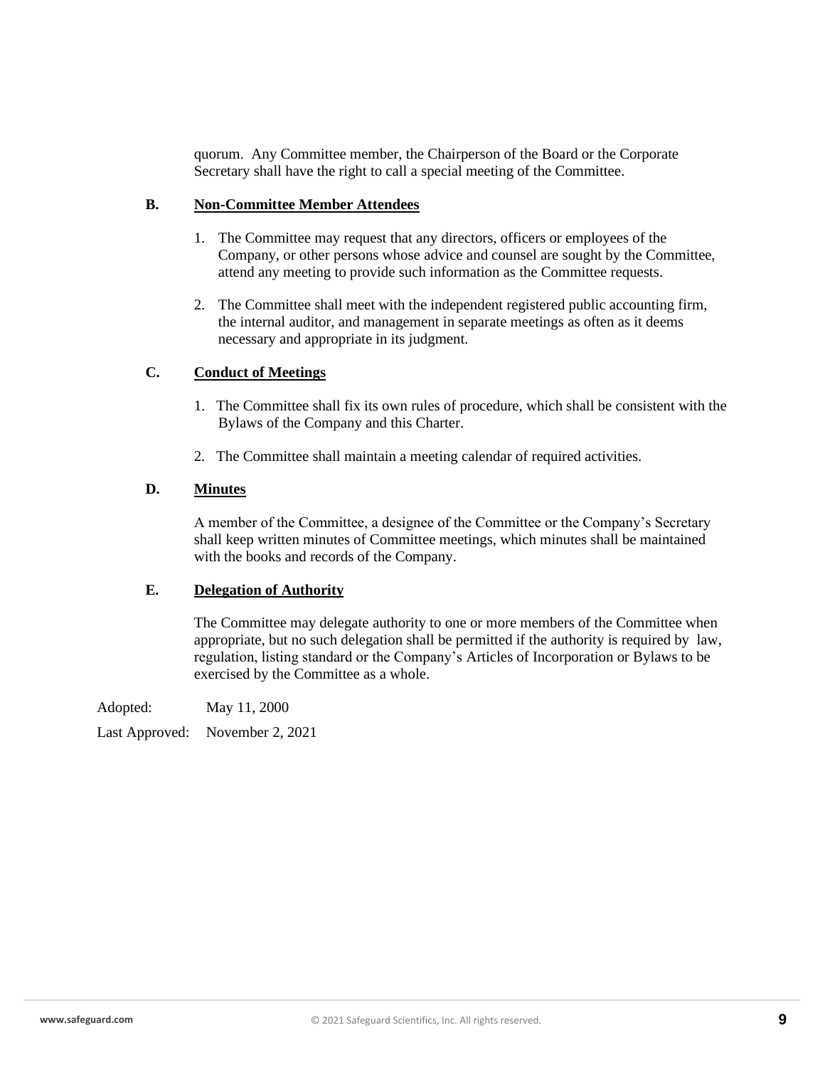quorum. Any Committee member, the Chairperson of the Board or the Corporate Secretary shall have the right to call a special meeting of the Committee.

**B. Non-Committee Member Attendees**

1. The Committee may request that any directors, officers or employees of the Company, or other persons whose advice and counsel are sought by the Committee, attend any meeting to provide such information as the Committee requests.

2. The Committee shall meet with the independent registered public accounting firm, the internal auditor, and management in separate meetings as often as it deems necessary and appropriate in its judgment.

**C. Conduct of Meetings**

1. The Committee shall fix its own rules of procedure, which shall be consistent with the Bylaws of the Company and this Charter.

2. The Committee shall maintain a meeting calendar of required activities.

**D. Minutes**

A member of the Committee, a designee of the Committee or the Company's Secretary shall keep written minutes of Committee meetings, which minutes shall be maintained with the books and records of the Company.

**E. Delegation of Authority**

The Committee may delegate authority to one or more members of the Committee when appropriate, but no such delegation shall be permitted if the authority is required by law, regulation, listing standard or the Company's Articles of Incorporation or Bylaws to be exercised by the Committee as a whole.

Adopted: May 11, 2000

Last Approved: November 2, 2021